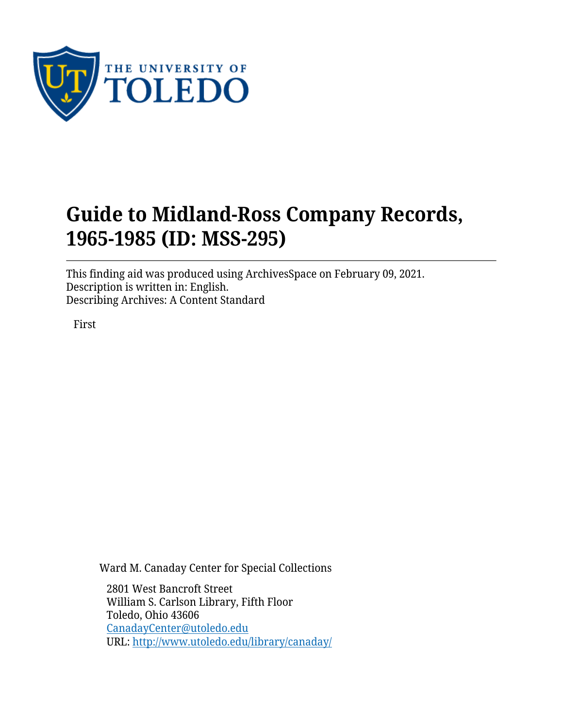# Guide to Midland-Ross Company Records, 1965-1985 (ID: MSS-295)

This finding aid was produced using ArchivesSpace on February 09, 2021.
Description is written in: English.
Describing Archives: A Content Standard

First

Ward M. Canaday Center for Special Collections

2801 West Bancroft Street
William S. Carlson Library, Fifth Floor
Toledo, Ohio 43606
CanadayCenter@utoledo.edu
URL: http://www.utoledo.edu/library/canaday/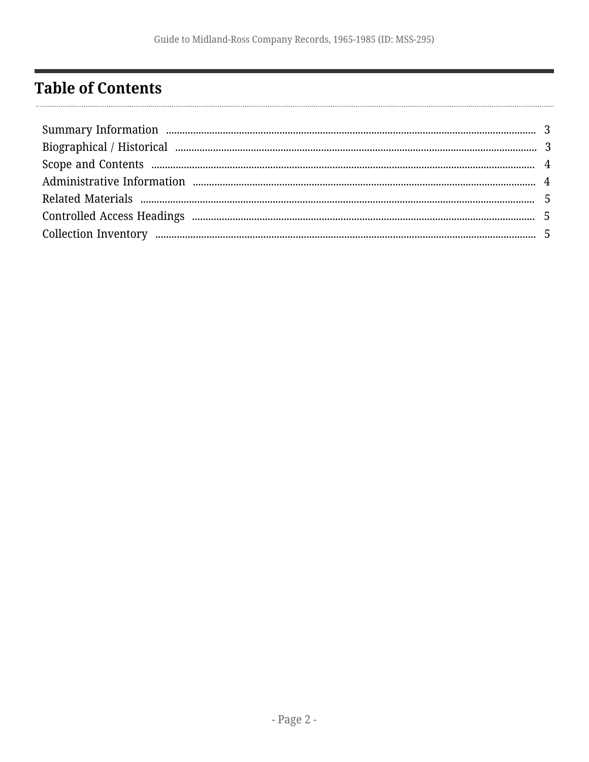# Table of Contents

Summary Information ........................................ 3
Biographical / Historical ........................................ 3
Scope and Contents ........................................ 4
Administrative Information ........................................ 4
Related Materials ........................................ 5
Controlled Access Headings ........................................ 5
Collection Inventory ........................................ 5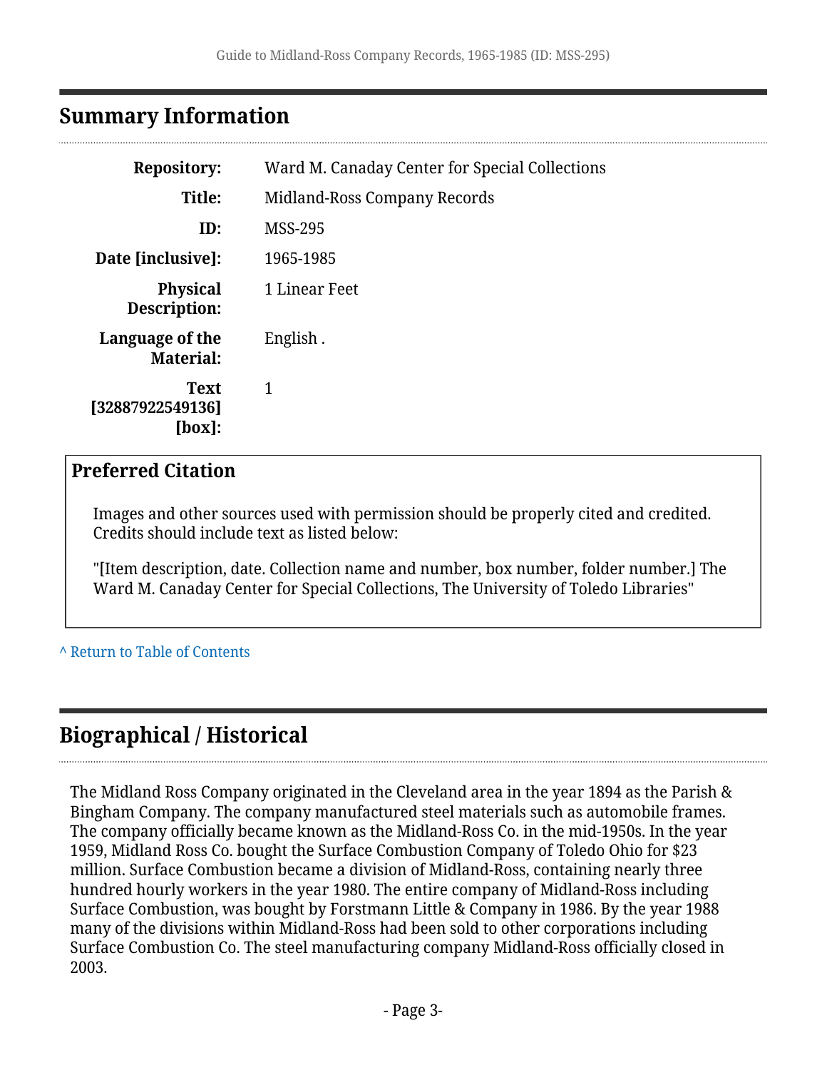## Summary Information

| | |
|---|---|
| **Repository:** | Ward M. Canaday Center for Special Collections |
| **Title:** | Midland-Ross Company Records |
| **ID:** | MSS-295 |
| **Date [inclusive]:** | 1965-1985 |
| **Physical Description:** | 1 Linear Feet |
| **Language of the Material:** | English . |
| **Text [32887922549136] [box]:** | 1 |

### Preferred Citation

Images and other sources used with permission should be properly cited and credited. Credits should include text as listed below:

"[Item description, date. Collection name and number, box number, folder number.] The Ward M. Canaday Center for Special Collections, The University of Toledo Libraries"

^ Return to Table of Contents

## Biographical / Historical

The Midland Ross Company originated in the Cleveland area in the year 1894 as the Parish & Bingham Company. The company manufactured steel materials such as automobile frames. The company officially became known as the Midland-Ross Co. in the mid-1950s. In the year 1959, Midland Ross Co. bought the Surface Combustion Company of Toledo Ohio for $23 million. Surface Combustion became a division of Midland-Ross, containing nearly three hundred hourly workers in the year 1980. The entire company of Midland-Ross including Surface Combustion, was bought by Forstmann Little & Company in 1986. By the year 1988 many of the divisions within Midland-Ross had been sold to other corporations including Surface Combustion Co. The steel manufacturing company Midland-Ross officially closed in 2003.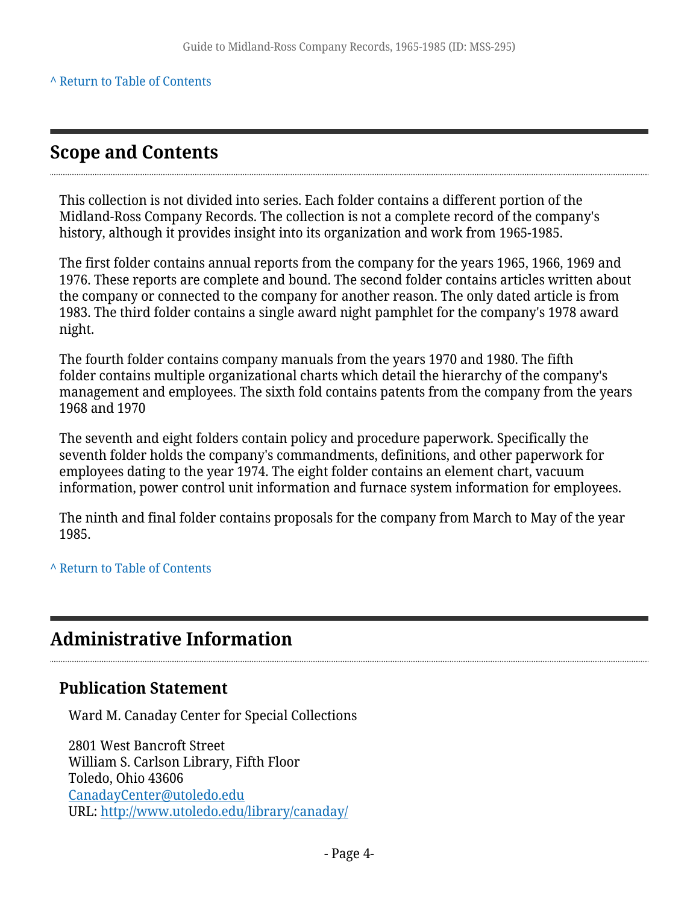[^ Return to Table of Contents](#)

## Scope and Contents

This collection is not divided into series. Each folder contains a different portion of the Midland-Ross Company Records. The collection is not a complete record of the company's history, although it provides insight into its organization and work from 1965-1985.

The first folder contains annual reports from the company for the years 1965, 1966, 1969 and 1976. These reports are complete and bound. The second folder contains articles written about the company or connected to the company for another reason. The only dated article is from 1983. The third folder contains a single award night pamphlet for the company's 1978 award night.

The fourth folder contains company manuals from the years 1970 and 1980. The fifth folder contains multiple organizational charts which detail the hierarchy of the company's management and employees. The sixth fold contains patents from the company from the years 1968 and 1970

The seventh and eight folders contain policy and procedure paperwork. Specifically the seventh folder holds the company's commandments, definitions, and other paperwork for employees dating to the year 1974. The eight folder contains an element chart, vacuum information, power control unit information and furnace system information for employees.

The ninth and final folder contains proposals for the company from March to May of the year 1985.

[^ Return to Table of Contents](#)

## Administrative Information

### Publication Statement

Ward M. Canaday Center for Special Collections

2801 West Bancroft Street  
William S. Carlson Library, Fifth Floor  
Toledo, Ohio 43606  
[CanadayCenter@utoledo.edu](mailto:CanadayCenter@utoledo.edu)  
URL: [http://www.utoledo.edu/library/canaday/](http://www.utoledo.edu/library/canaday/)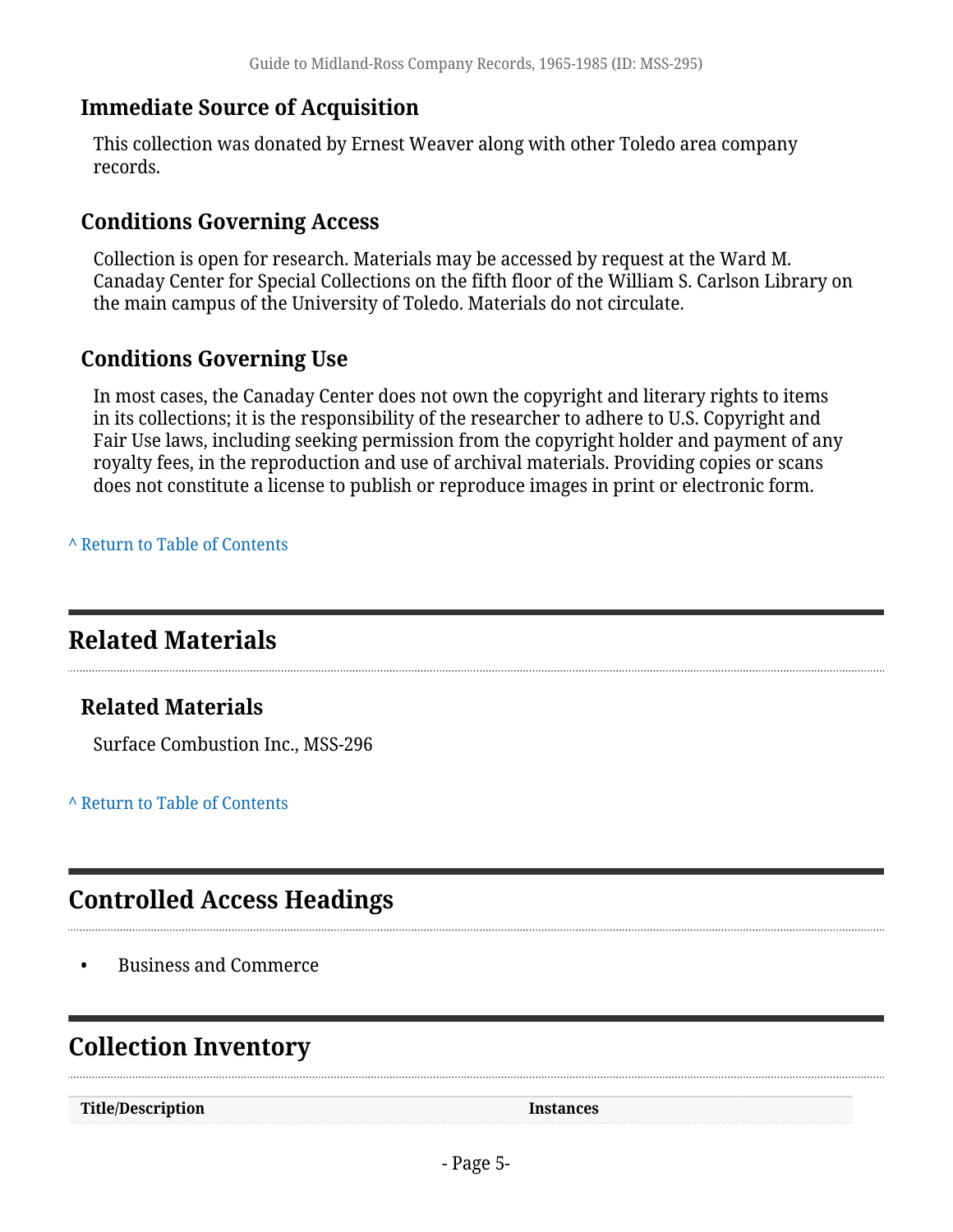### Immediate Source of Acquisition

This collection was donated by Ernest Weaver along with other Toledo area company records.

### Conditions Governing Access

Collection is open for research. Materials may be accessed by request at the Ward M. Canaday Center for Special Collections on the fifth floor of the William S. Carlson Library on the main campus of the University of Toledo. Materials do not circulate.

### Conditions Governing Use

In most cases, the Canaday Center does not own the copyright and literary rights to items in its collections; it is the responsibility of the researcher to adhere to U.S. Copyright and Fair Use laws, including seeking permission from the copyright holder and payment of any royalty fees, in the reproduction and use of archival materials. Providing copies or scans does not constitute a license to publish or reproduce images in print or electronic form.

^ Return to Table of Contents

## Related Materials

### Related Materials

Surface Combustion Inc., MSS-296

^ Return to Table of Contents

## Controlled Access Headings

- Business and Commerce

## Collection Inventory

| Title/Description | Instances |
| --- | --- |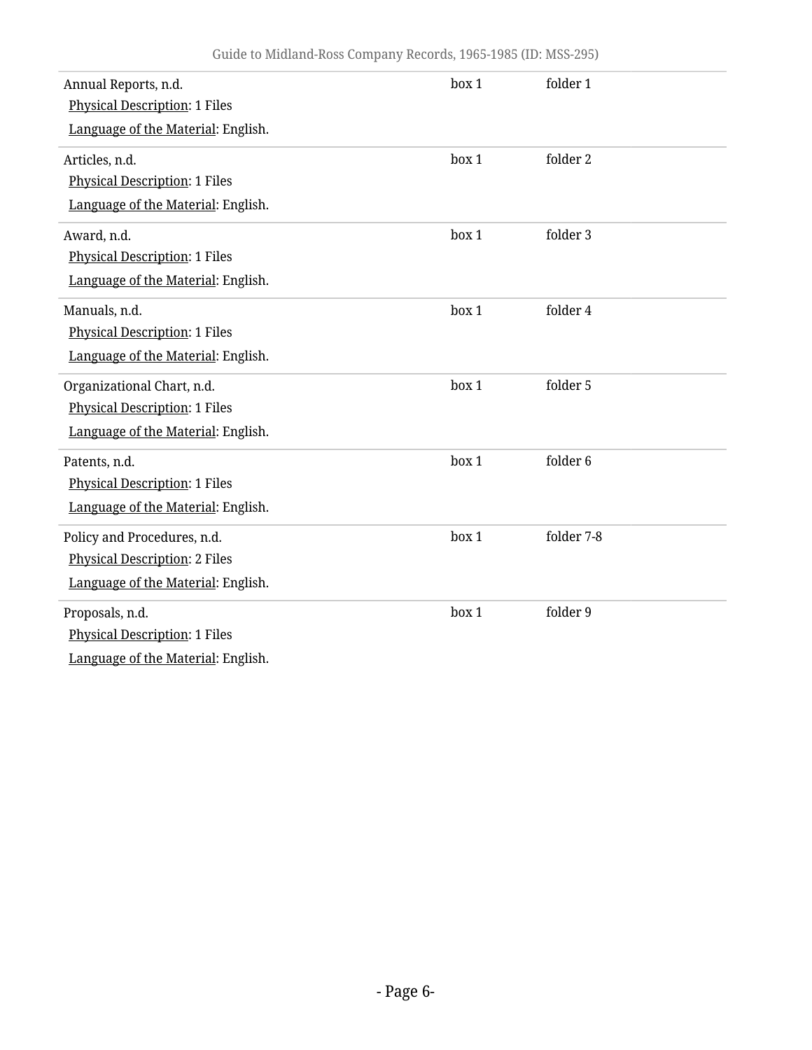| | | |
|---|---|---|
| Annual Reports, n.d.<br>Physical Description: 1 Files<br>Language of the Material: English. | box 1 | folder 1 |
| Articles, n.d.<br>Physical Description: 1 Files<br>Language of the Material: English. | box 1 | folder 2 |
| Award, n.d.<br>Physical Description: 1 Files<br>Language of the Material: English. | box 1 | folder 3 |
| Manuals, n.d.<br>Physical Description: 1 Files<br>Language of the Material: English. | box 1 | folder 4 |
| Organizational Chart, n.d.<br>Physical Description: 1 Files<br>Language of the Material: English. | box 1 | folder 5 |
| Patents, n.d.<br>Physical Description: 1 Files<br>Language of the Material: English. | box 1 | folder 6 |
| Policy and Procedures, n.d.<br>Physical Description: 2 Files<br>Language of the Material: English. | box 1 | folder 7-8 |
| Proposals, n.d.<br>Physical Description: 1 Files<br>Language of the Material: English. | box 1 | folder 9 |